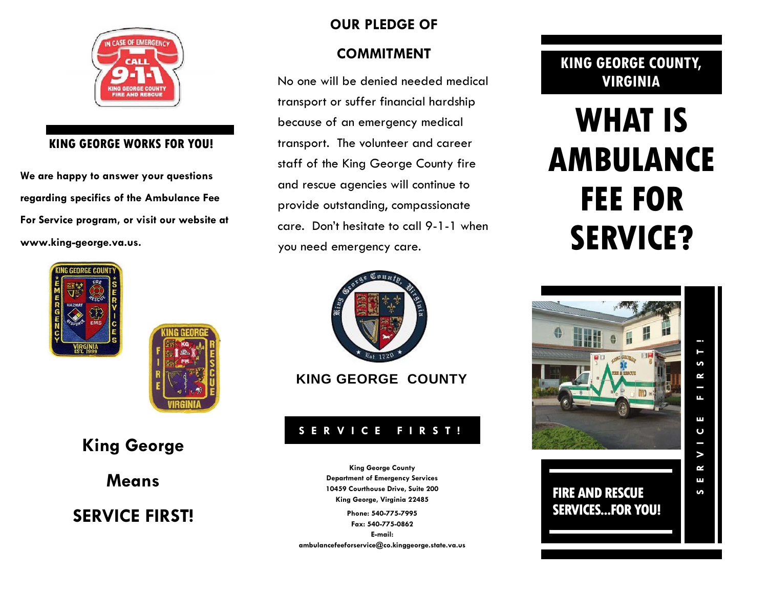## KING GEORGE WORKS FOR YOU!

**We are happy to answer your questions regarding specifics of the Ambulance Fee For Service program, or visit our website at www.king-george.va.us.**

## King George

## Means

## SERVICE FIRST!

## OUR PLEDGE OF COMMITMENT

No one will be denied needed medical transport or suffer financial hardship because of an emergency medical transport. The volunteer and career staff of the King George County fire and rescue agencies will continue to provide outstanding, compassionate care. Don't hesitate to call 9-1-1 when you need emergency care.

### KING GEORGE COUNTY

**S E R V I C E   F I R S T !**

**King George County**
**Department of Emergency Services**
**10459 Courthouse Drive, Suite 200**
**King George, Virginia 22485**

**Phone: 540-775-7995**
**Fax: 540-775-0862**
**E-mail:**
**ambulancefeeforservice@co.kinggeorge.state.va.us**

## KING GEORGE COUNTY, VIRGINIA

# WHAT IS AMBULANCE FEE FOR SERVICE?

**FIRE AND RESCUE SERVICES...FOR YOU!**

**S E R V I C E   F I R S T !**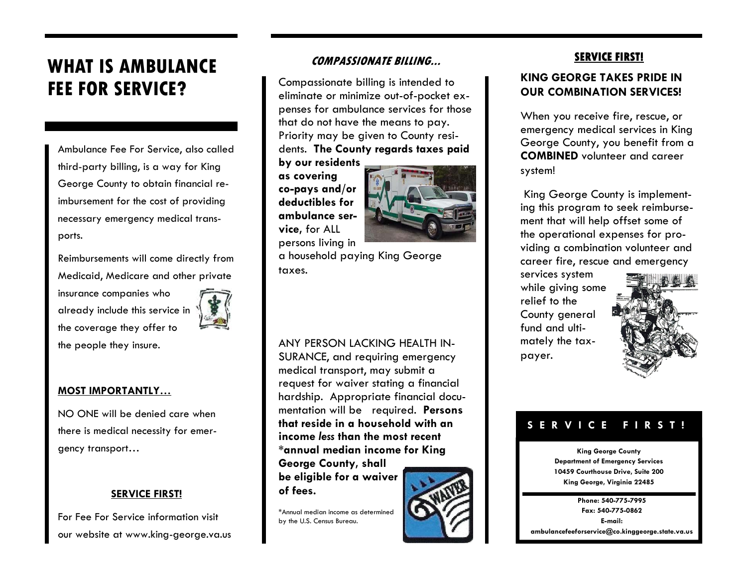# WHAT IS AMBULANCE FEE FOR SERVICE?

Ambulance Fee For Service, also called third-party billing, is a way for King George County to obtain financial reimbursement for the cost of providing necessary emergency medical transports.

Reimbursements will come directly from Medicaid, Medicare and other private insurance companies who already include this service in the coverage they offer to the people they insure.

**MOST IMPORTANTLY…**

NO ONE will be denied care when there is medical necessity for emergency transport…

**SERVICE FIRST!**

For Fee For Service information visit our website at www.king-george.va.us

### *COMPASSIONATE BILLING…*

Compassionate billing is intended to eliminate or minimize out-of-pocket expenses for ambulance services for those that do not have the means to pay. Priority may be given to County residents. **The County regards taxes paid by our residents as covering co-pays and/or deductibles for ambulance service,** for ALL persons living in a household paying King George taxes.

ANY PERSON LACKING HEALTH INSURANCE, and requiring emergency medical transport, may submit a request for waiver stating a financial hardship. Appropriate financial documentation will be required. **Persons that reside in a household with an income *less* than the most recent *annual median income for King George County, shall be eligible for a waiver of fees.**

*Annual median income as determined by the U.S. Census Bureau.

### SERVICE FIRST!

**KING GEORGE TAKES PRIDE IN OUR COMBINATION SERVICES!**

When you receive fire, rescue, or emergency medical services in King George County, you benefit from a **COMBINED** volunteer and career system!

King George County is implementing this program to seek reimbursement that will help offset some of the operational expenses for providing a combination volunteer and career fire, rescue and emergency services system while giving some relief to the County general fund and ultimately the taxpayer.

**SERVICE FIRST!**

**King George County**
**Department of Emergency Services**
**10459 Courthouse Drive, Suite 200**
**King George, Virginia 22485**

**Phone: 540-775-7995**
**Fax: 540-775-0862**
**E-mail:**
**ambulancefeeforservice@co.kinggeorge.state.va.us**